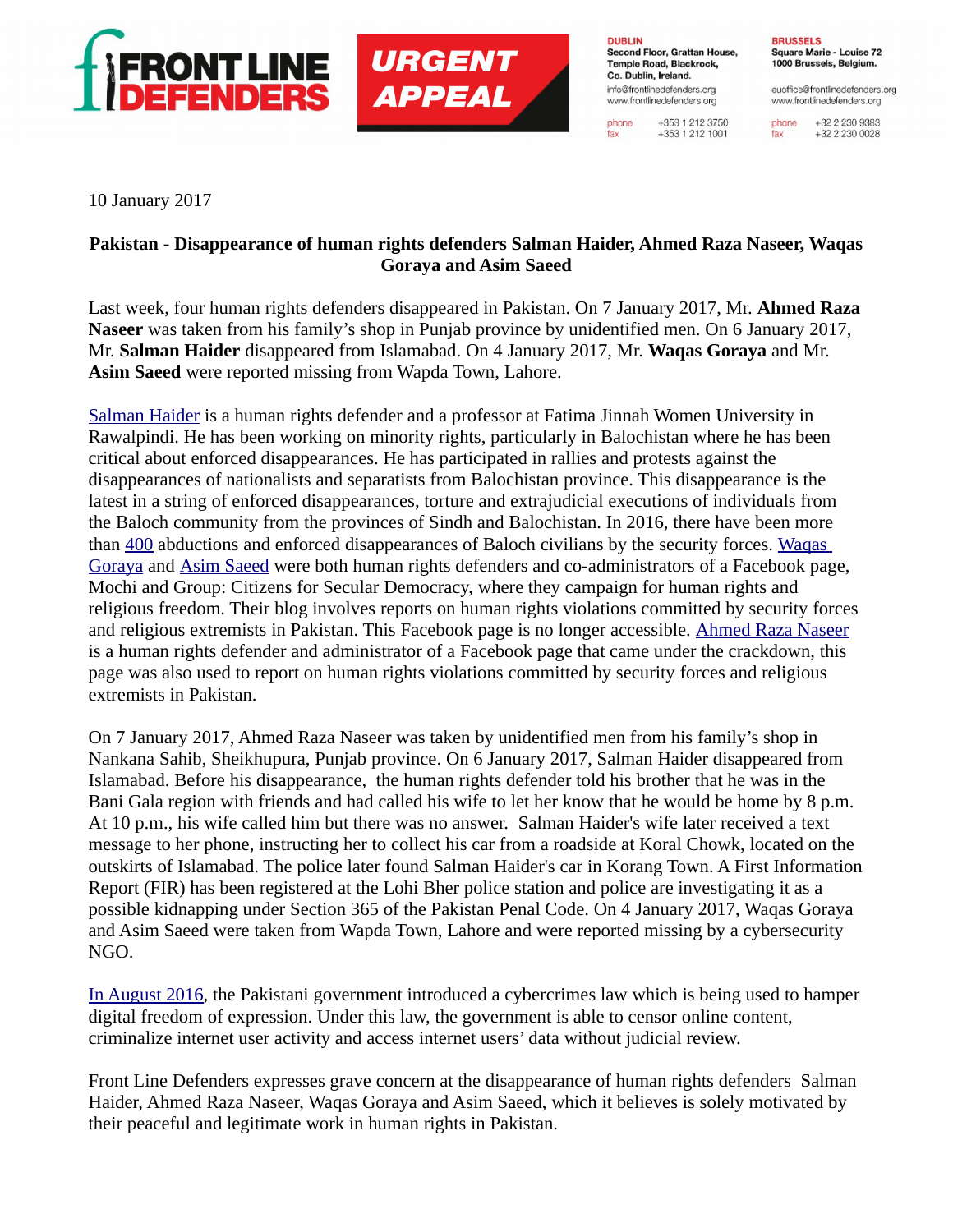FRONT LINE DEFENDERS

URGENT APPEAL

DUBLIN
Second Floor, Grattan House,
Temple Road, Blackrock,
Co. Dublin, Ireland.
info@frontlinedefenders.org
www.frontlinedefenders.org
phone +353 1 212 3750
fax +353 1 212 1001

BRUSSELS
Square Marie - Louise 72
1000 Brussels, Belgium.
euoffice@frontlinedefenders.org
www.frontlinedefenders.org
phone +32 2 230 9383
fax +32 2 230 0028

10 January 2017

**Pakistan - Disappearance of human rights defenders Salman Haider, Ahmed Raza Naseer, Waqas Goraya and Asim Saeed**

Last week, four human rights defenders disappeared in Pakistan. On 7 January 2017, Mr. **Ahmed Raza Naseer** was taken from his family's shop in Punjab province by unidentified men. On 6 January 2017, Mr. **Salman Haider** disappeared from Islamabad. On 4 January 2017, Mr. **Waqas Goraya** and Mr. **Asim Saeed** were reported missing from Wapda Town, Lahore.

Salman Haider is a human rights defender and a professor at Fatima Jinnah Women University in Rawalpindi. He has been working on minority rights, particularly in Balochistan where he has been critical about enforced disappearances. He has participated in rallies and protests against the disappearances of nationalists and separatists from Balochistan province. This disappearance is the latest in a string of enforced disappearances, torture and extrajudicial executions of individuals from the Baloch community from the provinces of Sindh and Balochistan. In 2016, there have been more than 400 abductions and enforced disappearances of Baloch civilians by the security forces. Waqas Goraya and Asim Saeed were both human rights defenders and co-administrators of a Facebook page, Mochi and Group: Citizens for Secular Democracy, where they campaign for human rights and religious freedom. Their blog involves reports on human rights violations committed by security forces and religious extremists in Pakistan. This Facebook page is no longer accessible. Ahmed Raza Naseer is a human rights defender and administrator of a Facebook page that came under the crackdown, this page was also used to report on human rights violations committed by security forces and religious extremists in Pakistan.

On 7 January 2017, Ahmed Raza Naseer was taken by unidentified men from his family's shop in Nankana Sahib, Sheikhupura, Punjab province. On 6 January 2017, Salman Haider disappeared from Islamabad. Before his disappearance, the human rights defender told his brother that he was in the Bani Gala region with friends and had called his wife to let her know that he would be home by 8 p.m. At 10 p.m., his wife called him but there was no answer. Salman Haider's wife later received a text message to her phone, instructing her to collect his car from a roadside at Koral Chowk, located on the outskirts of Islamabad. The police later found Salman Haider's car in Korang Town. A First Information Report (FIR) has been registered at the Lohi Bher police station and police are investigating it as a possible kidnapping under Section 365 of the Pakistan Penal Code. On 4 January 2017, Waqas Goraya and Asim Saeed were taken from Wapda Town, Lahore and were reported missing by a cybersecurity NGO.

In August 2016, the Pakistani government introduced a cybercrimes law which is being used to hamper digital freedom of expression. Under this law, the government is able to censor online content, criminalize internet user activity and access internet users' data without judicial review.

Front Line Defenders expresses grave concern at the disappearance of human rights defenders Salman Haider, Ahmed Raza Naseer, Waqas Goraya and Asim Saeed, which it believes is solely motivated by their peaceful and legitimate work in human rights in Pakistan.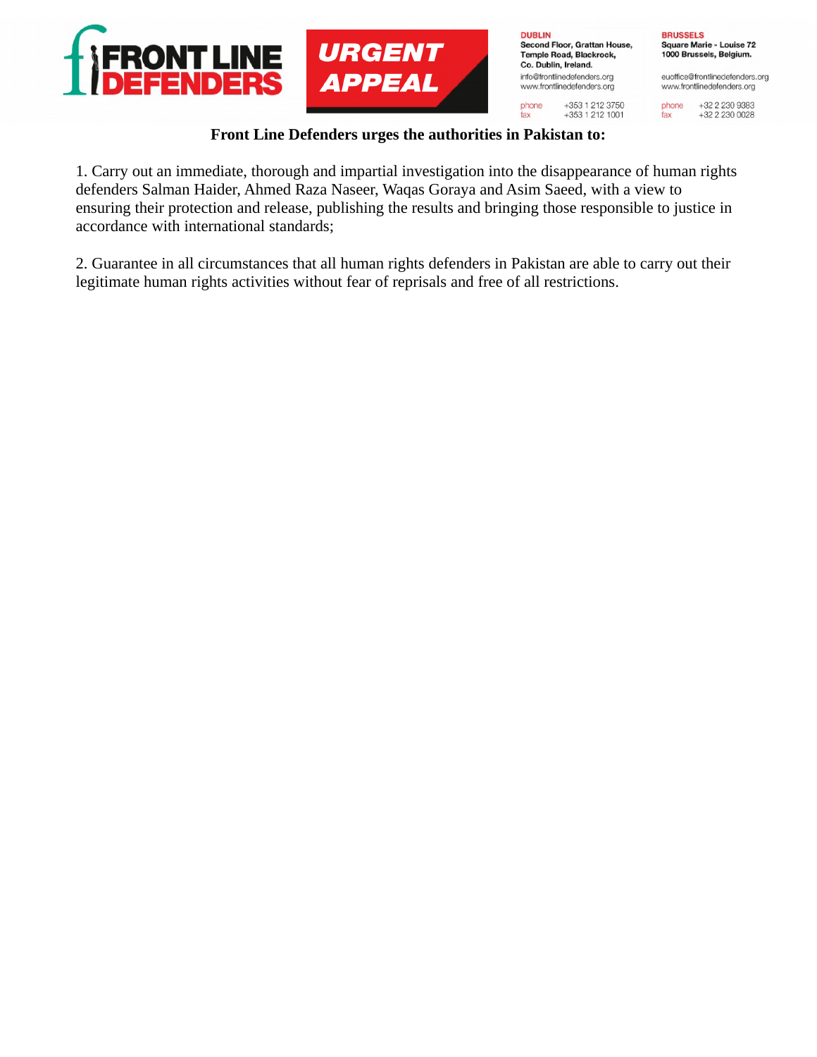**Front Line Defenders urges the authorities in Pakistan to:**

1. Carry out an immediate, thorough and impartial investigation into the disappearance of human rights defenders Salman Haider, Ahmed Raza Naseer, Waqas Goraya and Asim Saeed, with a view to ensuring their protection and release, publishing the results and bringing those responsible to justice in accordance with international standards;

2. Guarantee in all circumstances that all human rights defenders in Pakistan are able to carry out their legitimate human rights activities without fear of reprisals and free of all restrictions.